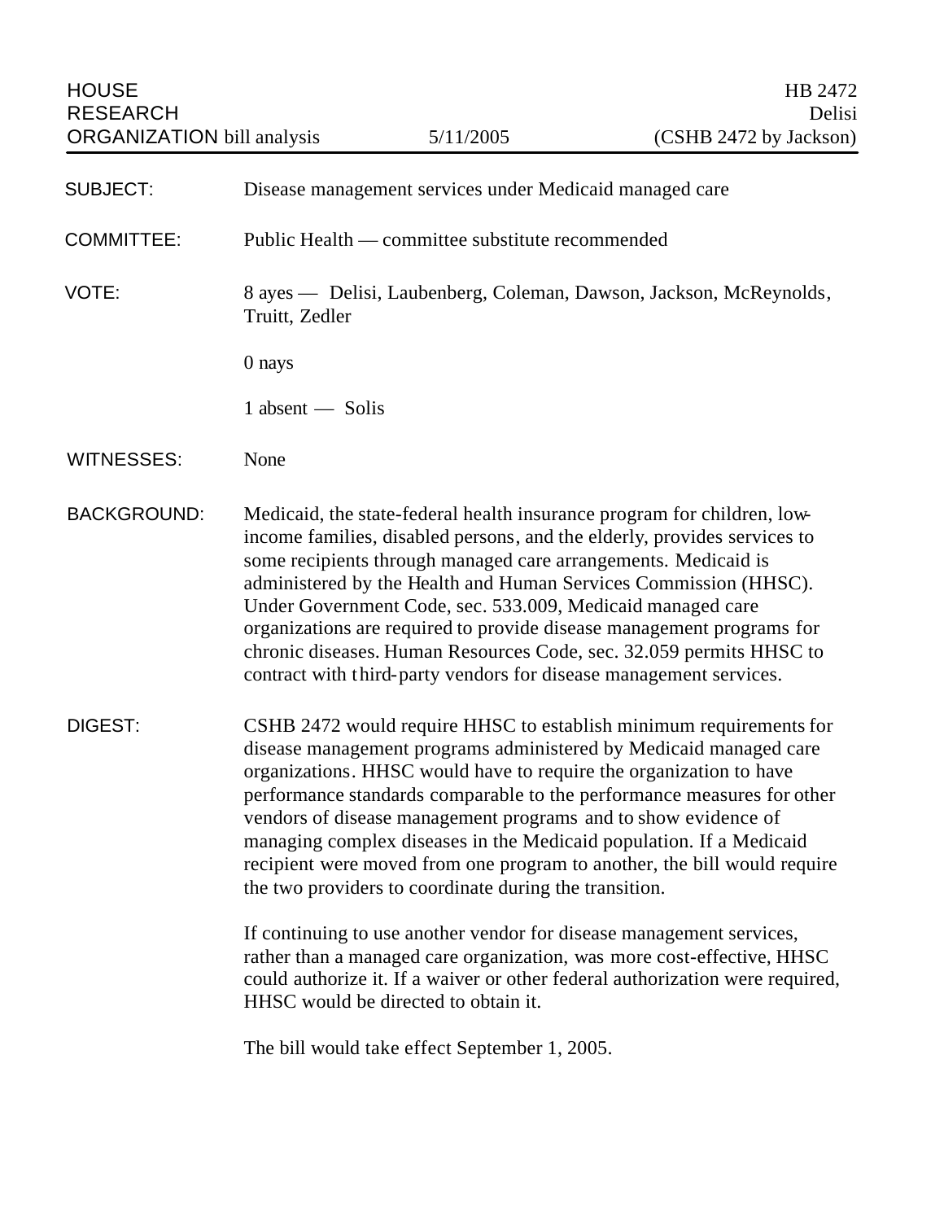HOUSE RESEARCH ORGANIZATION bill analysis | 5/11/2005 | HB 2472 Delisi (CSHB 2472 by Jackson)

**SUBJECT:** Disease management services under Medicaid managed care

**COMMITTEE:** Public Health — committee substitute recommended

**VOTE:** 8 ayes — Delisi, Laubenberg, Coleman, Dawson, Jackson, McReynolds, Truitt, Zedler

0 nays

1 absent — Solis

**WITNESSES:** None

**BACKGROUND:** Medicaid, the state-federal health insurance program for children, low-income families, disabled persons, and the elderly, provides services to some recipients through managed care arrangements. Medicaid is administered by the Health and Human Services Commission (HHSC). Under Government Code, sec. 533.009, Medicaid managed care organizations are required to provide disease management programs for chronic diseases. Human Resources Code, sec. 32.059 permits HHSC to contract with third-party vendors for disease management services.

**DIGEST:** CSHB 2472 would require HHSC to establish minimum requirements for disease management programs administered by Medicaid managed care organizations. HHSC would have to require the organization to have performance standards comparable to the performance measures for other vendors of disease management programs and to show evidence of managing complex diseases in the Medicaid population. If a Medicaid recipient were moved from one program to another, the bill would require the two providers to coordinate during the transition.

If continuing to use another vendor for disease management services, rather than a managed care organization, was more cost-effective, HHSC could authorize it. If a waiver or other federal authorization were required, HHSC would be directed to obtain it.

The bill would take effect September 1, 2005.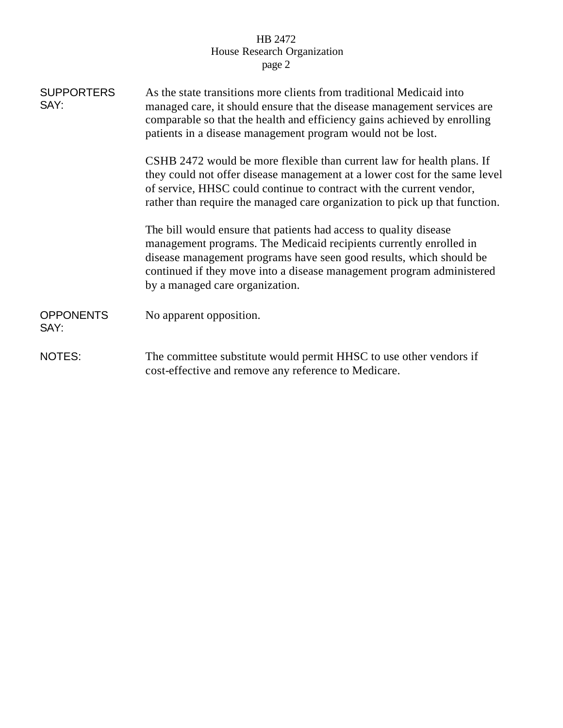**SUPPORTERS SAY:**

As the state transitions more clients from traditional Medicaid into managed care, it should ensure that the disease management services are comparable so that the health and efficiency gains achieved by enrolling patients in a disease management program would not be lost.

CSHB 2472 would be more flexible than current law for health plans. If they could not offer disease management at a lower cost for the same level of service, HHSC could continue to contract with the current vendor, rather than require the managed care organization to pick up that function.

The bill would ensure that patients had access to quality disease management programs. The Medicaid recipients currently enrolled in disease management programs have seen good results, which should be continued if they move into a disease management program administered by a managed care organization.

**OPPONENTS SAY:**

No apparent opposition.

**NOTES:**

The committee substitute would permit HHSC to use other vendors if cost-effective and remove any reference to Medicare.